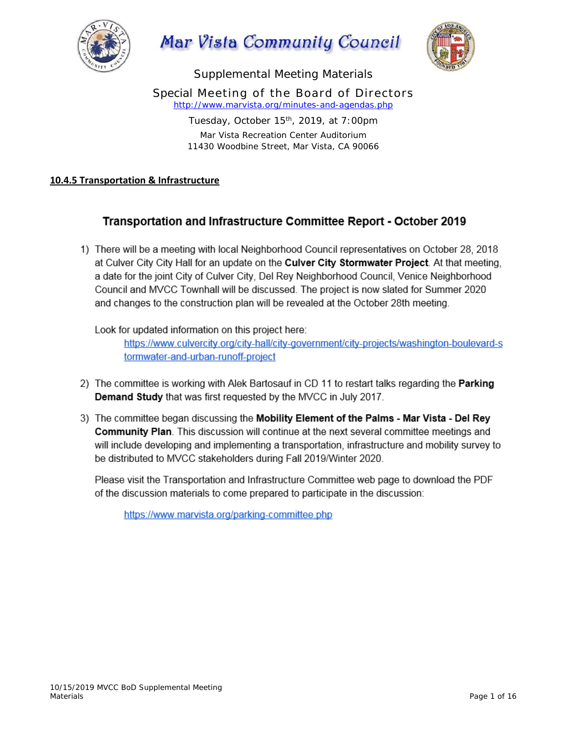# Mar Vista Community Council

Supplemental Meeting Materials

Special Meeting of the Board of Directors

http://www.marvista.org/minutes-and-agendas.php

Tuesday, October 15th, 2019, at 7:00pm

Mar Vista Recreation Center Auditorium

11430 Woodbine Street, Mar Vista, CA 90066

## 10.4.5 Transportation & Infrastructure

### Transportation and Infrastructure Committee Report - October 2019

1) There will be a meeting with local Neighborhood Council representatives on October 28, 2018 at Culver City City Hall for an update on the **Culver City Stormwater Project**. At that meeting, a date for the joint City of Culver City, Del Rey Neighborhood Council, Venice Neighborhood Council and MVCC Townhall will be discussed. The project is now slated for Summer 2020 and changes to the construction plan will be revealed at the October 28th meeting.

   Look for updated information on this project here:

   https://www.culvercity.org/city-hall/city-government/city-projects/washington-boulevard-stormwater-and-urban-runoff-project

2) The committee is working with Alek Bartosauf in CD 11 to restart talks regarding the **Parking Demand Study** that was first requested by the MVCC in July 2017.

3) The committee began discussing the **Mobility Element of the Palms - Mar Vista - Del Rey Community Plan**. This discussion will continue at the next several committee meetings and will include developing and implementing a transportation, infrastructure and mobility survey to be distributed to MVCC stakeholders during Fall 2019/Winter 2020.

   Please visit the Transportation and Infrastructure Committee web page to download the PDF of the discussion materials to come prepared to participate in the discussion:

   https://www.marvista.org/parking-committee.php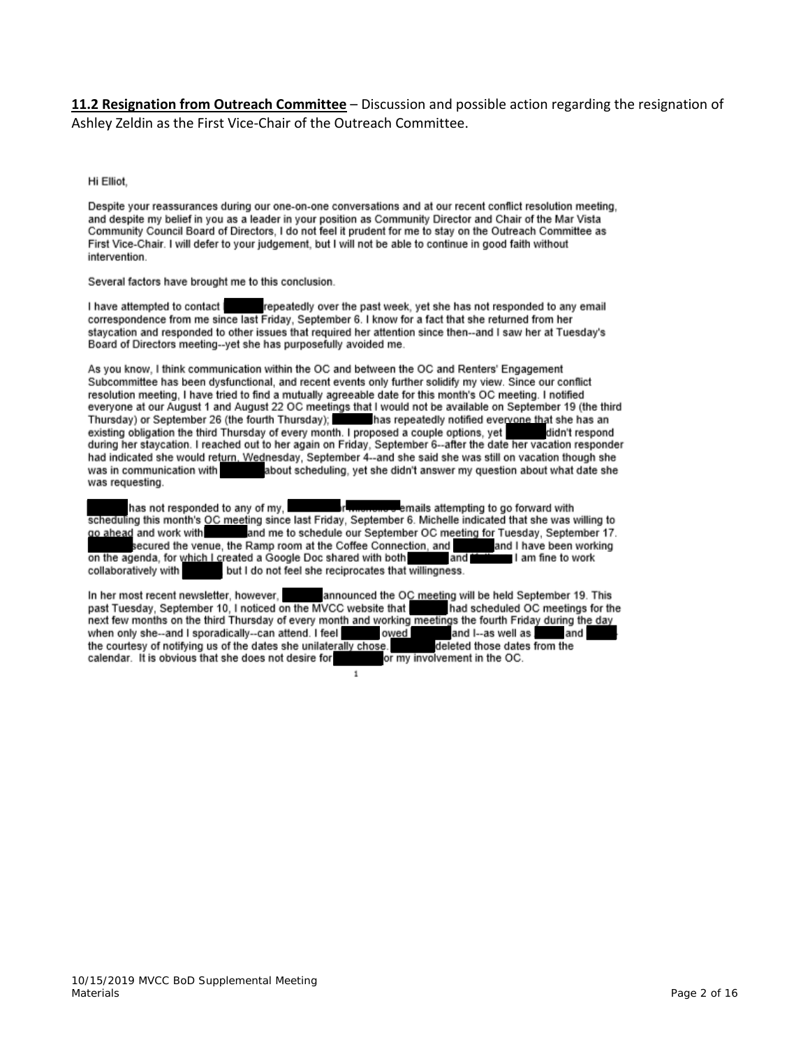**11.2 Resignation from Outreach Committee** – Discussion and possible action regarding the resignation of Ashley Zeldin as the First Vice-Chair of the Outreach Committee.

Hi Elliot,

Despite your reassurances during our one-on-one conversations and at our recent conflict resolution meeting, and despite my belief in you as a leader in your position as Community Director and Chair of the Mar Vista Community Council Board of Directors, I do not feel it prudent for me to stay on the Outreach Committee as First Vice-Chair. I will defer to your judgement, but I will not be able to continue in good faith without intervention.

Several factors have brought me to this conclusion.

I have attempted to contact [REDACTED] repeatedly over the past week, yet she has not responded to any email correspondence from me since last Friday, September 6. I know for a fact that she returned from her staycation and responded to other issues that required her attention since then--and I saw her at Tuesday's Board of Directors meeting--yet she has purposefully avoided me.

As you know, I think communication within the OC and between the OC and Renters' Engagement Subcommittee has been dysfunctional, and recent events only further solidify my view. Since our conflict resolution meeting, I have tried to find a mutually agreeable date for this month's OC meeting. I notified everyone at our August 1 and August 22 OC meetings that I would not be available on September 19 (the third Thursday) or September 26 (the fourth Thursday); [REDACTED] has repeatedly notified everyone that she has an existing obligation the third Thursday of every month. I proposed a couple options, yet [REDACTED] didn't respond during her staycation. I reached out to her again on Friday, September 6--after the date her vacation responder had indicated she would return, Wednesday, September 4--and she said she was still on vacation though she was in communication with [REDACTED] about scheduling, yet she didn't answer my question about what date she was requesting.

[REDACTED] has not responded to any of my, [REDACTED] or [REDACTED] emails attempting to go forward with scheduling this month's OC meeting since last Friday, September 6. Michelle indicated that she was willing to go ahead and work with [REDACTED] and me to schedule our September OC meeting for Tuesday, September 17. [REDACTED] secured the venue, the Ramp room at the Coffee Connection, and [REDACTED] and I have been working on the agenda, for which I created a Google Doc shared with both [REDACTED] and [REDACTED] I am fine to work collaboratively with [REDACTED], but I do not feel she reciprocates that willingness.

In her most recent newsletter, however, [REDACTED] announced the OC meeting will be held September 19. This past Tuesday, September 10, I noticed on the MVCC website that [REDACTED] had scheduled OC meetings for the next few months on the third Thursday of every month and working meetings the fourth Friday during the day when only she--and I sporadically--can attend. I feel [REDACTED] owed [REDACTED] and I--as well as [REDACTED] and [REDACTED] the courtesy of notifying us of the dates she unilaterally chose. [REDACTED] deleted those dates from the calendar. It is obvious that she does not desire for [REDACTED] or my involvement in the OC.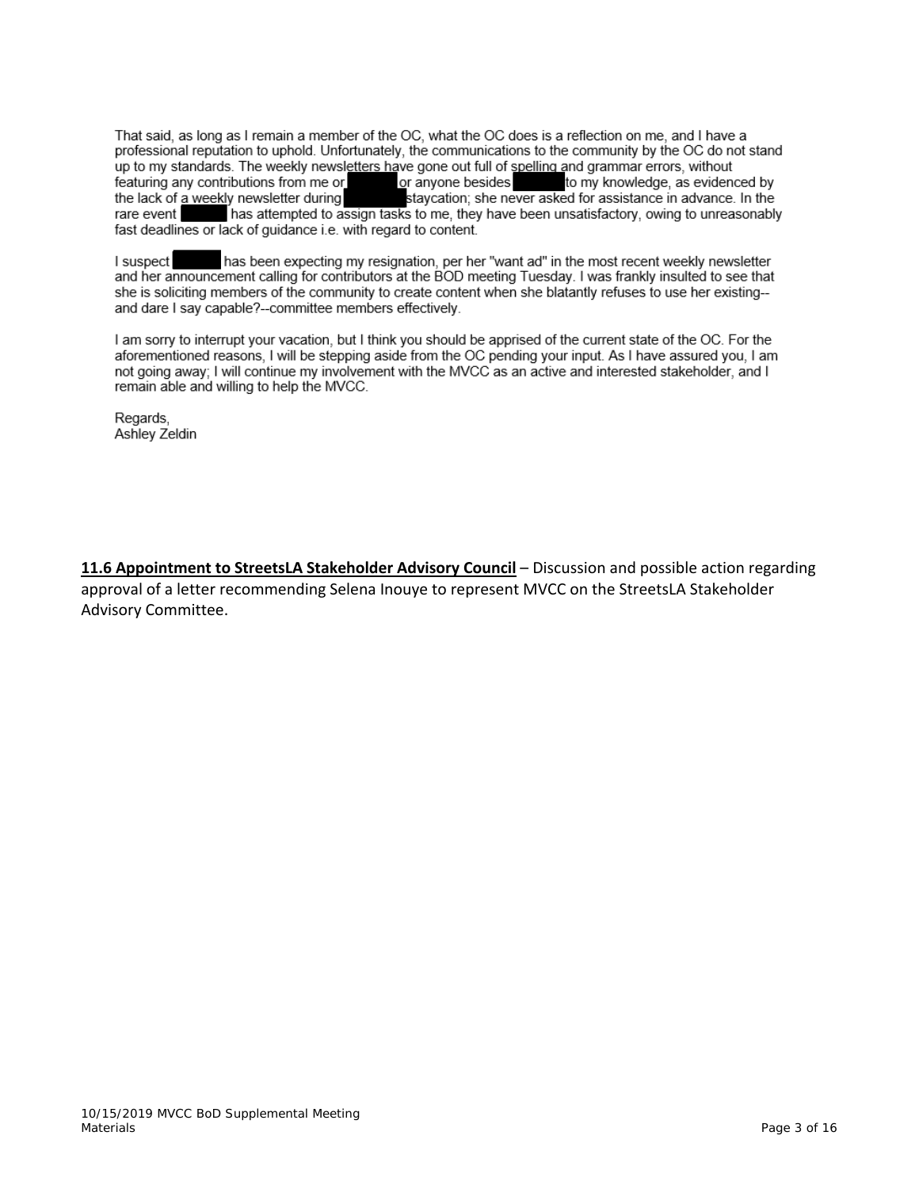That said, as long as I remain a member of the OC, what the OC does is a reflection on me, and I have a professional reputation to uphold. Unfortunately, the communications to the community by the OC do not stand up to my standards. The weekly newsletters have gone out full of spelling and grammar errors, without featuring any contributions from me or ███ or anyone besides ███ to my knowledge, as evidenced by the lack of a weekly newsletter during ███ staycation; she never asked for assistance in advance. In the rare event ███ has attempted to assign tasks to me, they have been unsatisfactory, owing to unreasonably fast deadlines or lack of guidance i.e. with regard to content.

I suspect ███ has been expecting my resignation, per her "want ad" in the most recent weekly newsletter and her announcement calling for contributors at the BOD meeting Tuesday. I was frankly insulted to see that she is soliciting members of the community to create content when she blatantly refuses to use her existing--and dare I say capable?--committee members effectively.

I am sorry to interrupt your vacation, but I think you should be apprised of the current state of the OC. For the aforementioned reasons, I will be stepping aside from the OC pending your input. As I have assured you, I am not going away; I will continue my involvement with the MVCC as an active and interested stakeholder, and I remain able and willing to help the MVCC.

Regards,
Ashley Zeldin

**11.6 Appointment to StreetsLA Stakeholder Advisory Council** – Discussion and possible action regarding approval of a letter recommending Selena Inouye to represent MVCC on the StreetsLA Stakeholder Advisory Committee.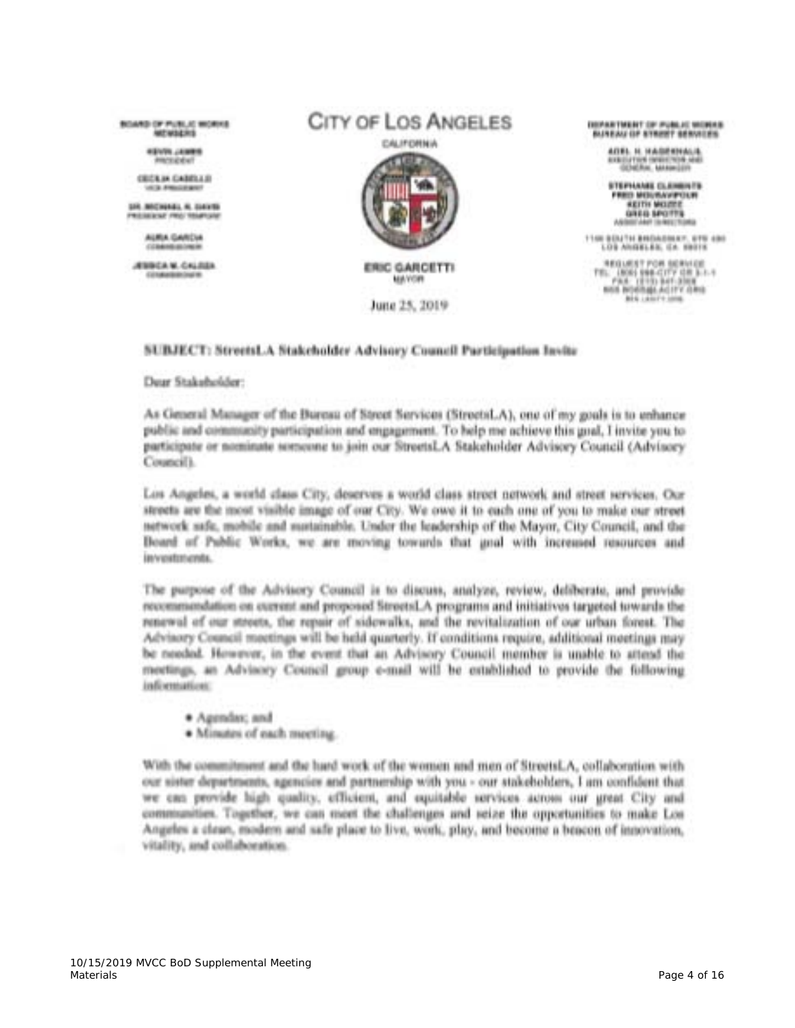BOARD OF PUBLIC WORKS MEMBERS

KEVIN JAMES
PRESIDENT

CECILIA CABELLO
VICE PRESIDENT

DR. MICHAEL R. DAVIS
PRESIDENT PRO TEMPORE

AURA GARCIA
COMMISSIONER

JESSICA M. CALOZA
COMMISSIONER

# CITY OF LOS ANGELES

CALIFORNIA

ERIC GARCETTI
MAYOR

June 25, 2019

DEPARTMENT OF PUBLIC WORKS
BUREAU OF STREET SERVICES

ADEL H. HAGEKHALIL
EXECUTIVE DIRECTOR AND GENERAL MANAGER

STEPHANIE CLEMENTS
FRED MOURAVIPOUR
KEITH MOZEE
GREG SPOTTS
ASSISTANT DIRECTORS

1149 SOUTH BROADWAY, STE 400
LOS ANGELES, CA 90015

REQUEST FOR SERVICE
TEL: (800) 996-CITY OR 3-1-1
FAX: (213) 847-3308
BSS.BOSS@LACITY.ORG
BSS.LACITY.ORG

**SUBJECT: StreetsLA Stakeholder Advisory Council Participation Invite**

Dear Stakeholder:

As General Manager of the Bureau of Street Services (StreetsLA), one of my goals is to enhance public and community participation and engagement. To help me achieve this goal, I invite you to participate or nominate someone to join our StreetsLA Stakeholder Advisory Council (Advisory Council).

Los Angeles, a world class City, deserves a world class street network and street services. Our streets are the most visible image of our City. We owe it to each one of you to make our street network safe, mobile and sustainable. Under the leadership of the Mayor, City Council, and the Board of Public Works, we are moving towards that goal with increased resources and investments.

The purpose of the Advisory Council is to discuss, analyze, review, deliberate, and provide recommendation on current and proposed StreetsLA programs and initiatives targeted towards the renewal of our streets, the repair of sidewalks, and the revitalization of our urban forest. The Advisory Council meetings will be held quarterly. If conditions require, additional meetings may be needed. However, in the event that an Advisory Council member is unable to attend the meetings, an Advisory Council group e-mail will be established to provide the following information:

- Agendas; and
- Minutes of each meeting.

With the commitment and the hard work of the women and men of StreetsLA, collaboration with our sister departments, agencies and partnership with you - our stakeholders, I am confident that we can provide high quality, efficient, and equitable services across our great City and communities. Together, we can meet the challenges and seize the opportunities to make Los Angeles a clean, modern and safe place to live, work, play, and become a beacon of innovation, vitality, and collaboration.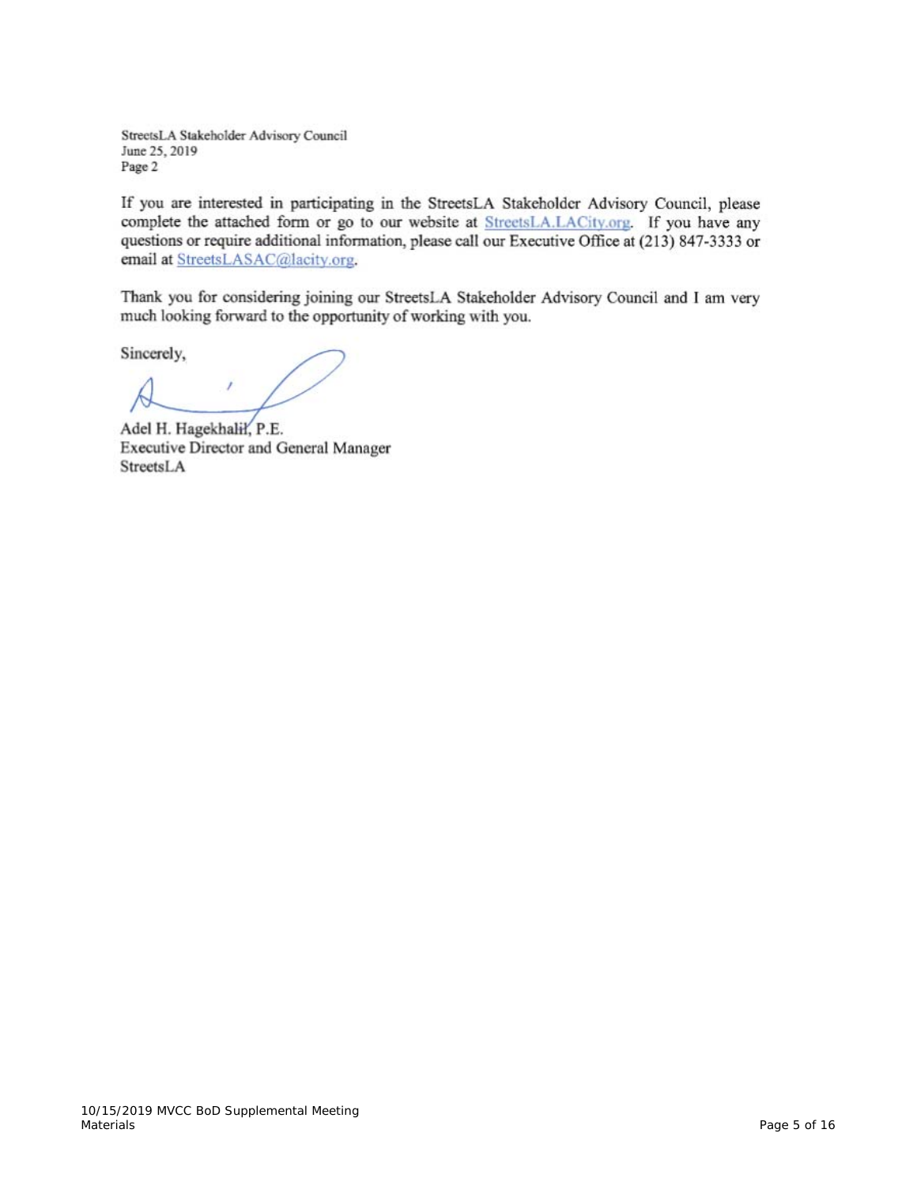StreetsLA Stakeholder Advisory Council
June 25, 2019
Page 2

If you are interested in participating in the StreetsLA Stakeholder Advisory Council, please complete the attached form or go to our website at StreetsLA.LACity.org. If you have any questions or require additional information, please call our Executive Office at (213) 847-3333 or email at StreetsLASAC@lacity.org.

Thank you for considering joining our StreetsLA Stakeholder Advisory Council and I am very much looking forward to the opportunity of working with you.

Sincerely,

Adel H. Hagekhalil, P.E.
Executive Director and General Manager
StreetsLA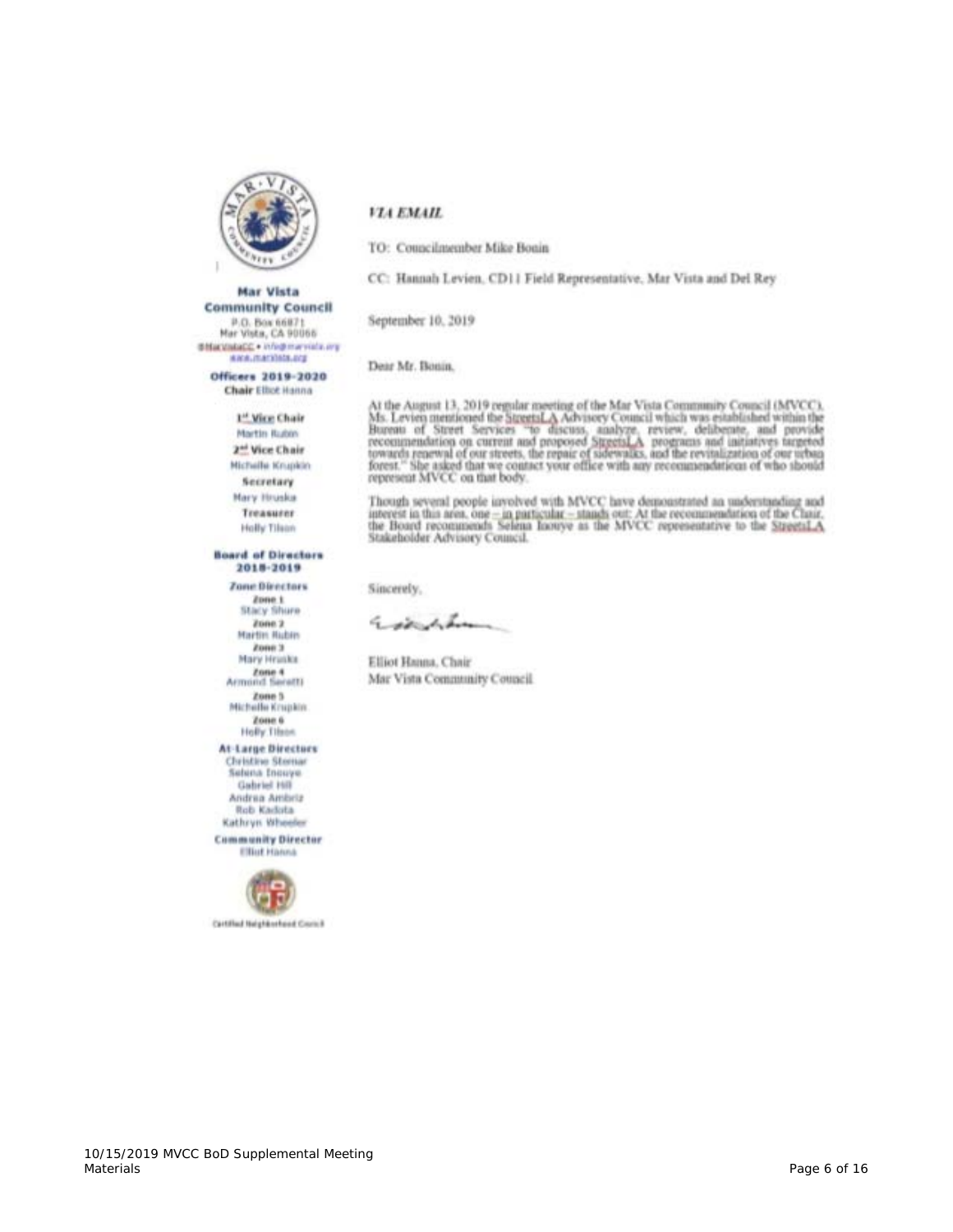**Mar Vista Community Council**
P.O. Box 66871
Mar Vista, CA 90066
@MarVistaCC • info@marvista.org
www.marvista.org

**Officers 2019-2020**
**Chair** Elliot Hanna

**1st Vice Chair**
Martin Rubin
**2nd Vice Chair**
Michelle Krupkin
**Secretary**
Mary Hruska
**Treasurer**
Holly Tilson

**Board of Directors 2018-2019**

**Zone Directors**
**Zone 1**
Stacy Shure
**Zone 2**
Martin Rubin
**Zone 3**
Mary Hruska
**Zone 4**
Armond Seretti
**Zone 5**
Michelle Krupkin
**Zone 6**
Holly Tilson

**At-Large Directors**
Christine Stemar
Selena Inouye
Gabriel Hill
Andrea Ambriz
Rob Kadota
Kathryn Wheeler

**Community Director**
Elliot Hanna

Certified Neighborhood Council

*VIA EMAIL*

TO: Councilmember Mike Bonin

CC: Hannah Levien, CD11 Field Representative, Mar Vista and Del Rey

September 10, 2019

Dear Mr. Bonin,

At the August 13, 2019 regular meeting of the Mar Vista Community Council (MVCC), Ms. Levien mentioned the StreetsLA Advisory Council which was established within the Bureau of Street Services "to discuss, analyze, review, deliberate, and provide recommendation on current and proposed StreetsLA programs and initiatives targeted towards renewal of our streets, the repair of sidewalks, and the revitalization of our urban forest." She asked that we contact your office with any recommendations of who should represent MVCC on that body.

Though several people involved with MVCC have demonstrated an understanding and interest in this area, one – in particular – stands out: At the recommendation of the Chair, the Board recommends Selena Inouye as the MVCC representative to the StreetsLA Stakeholder Advisory Council.

Sincerely,

Elliot Hanna, Chair
Mar Vista Community Council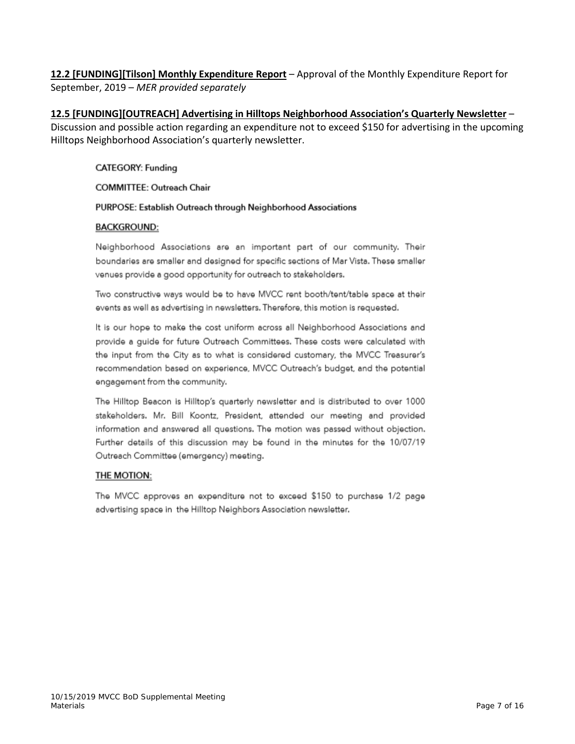**12.2 [FUNDING][Tilson] Monthly Expenditure Report** – Approval of the Monthly Expenditure Report for September, 2019 – *MER provided separately*

**12.5 [FUNDING][OUTREACH] Advertising in Hilltops Neighborhood Association's Quarterly Newsletter** – Discussion and possible action regarding an expenditure not to exceed $150 for advertising in the upcoming Hilltops Neighborhood Association's quarterly newsletter.

CATEGORY: Funding

COMMITTEE: Outreach Chair

PURPOSE: Establish Outreach through Neighborhood Associations

BACKGROUND:

Neighborhood Associations are an important part of our community. Their boundaries are smaller and designed for specific sections of Mar Vista. These smaller venues provide a good opportunity for outreach to stakeholders.

Two constructive ways would be to have MVCC rent booth/tent/table space at their events as well as advertising in newsletters. Therefore, this motion is requested.

It is our hope to make the cost uniform across all Neighborhood Associations and provide a guide for future Outreach Committees. These costs were calculated with the input from the City as to what is considered customary, the MVCC Treasurer's recommendation based on experience, MVCC Outreach's budget, and the potential engagement from the community.

The Hilltop Beacon is Hilltop's quarterly newsletter and is distributed to over 1000 stakeholders. Mr. Bill Koontz, President, attended our meeting and provided information and answered all questions. The motion was passed without objection. Further details of this discussion may be found in the minutes for the 10/07/19 Outreach Committee (emergency) meeting.

THE MOTION:

The MVCC approves an expenditure not to exceed $150 to purchase 1/2 page advertising space in the Hilltop Neighbors Association newsletter.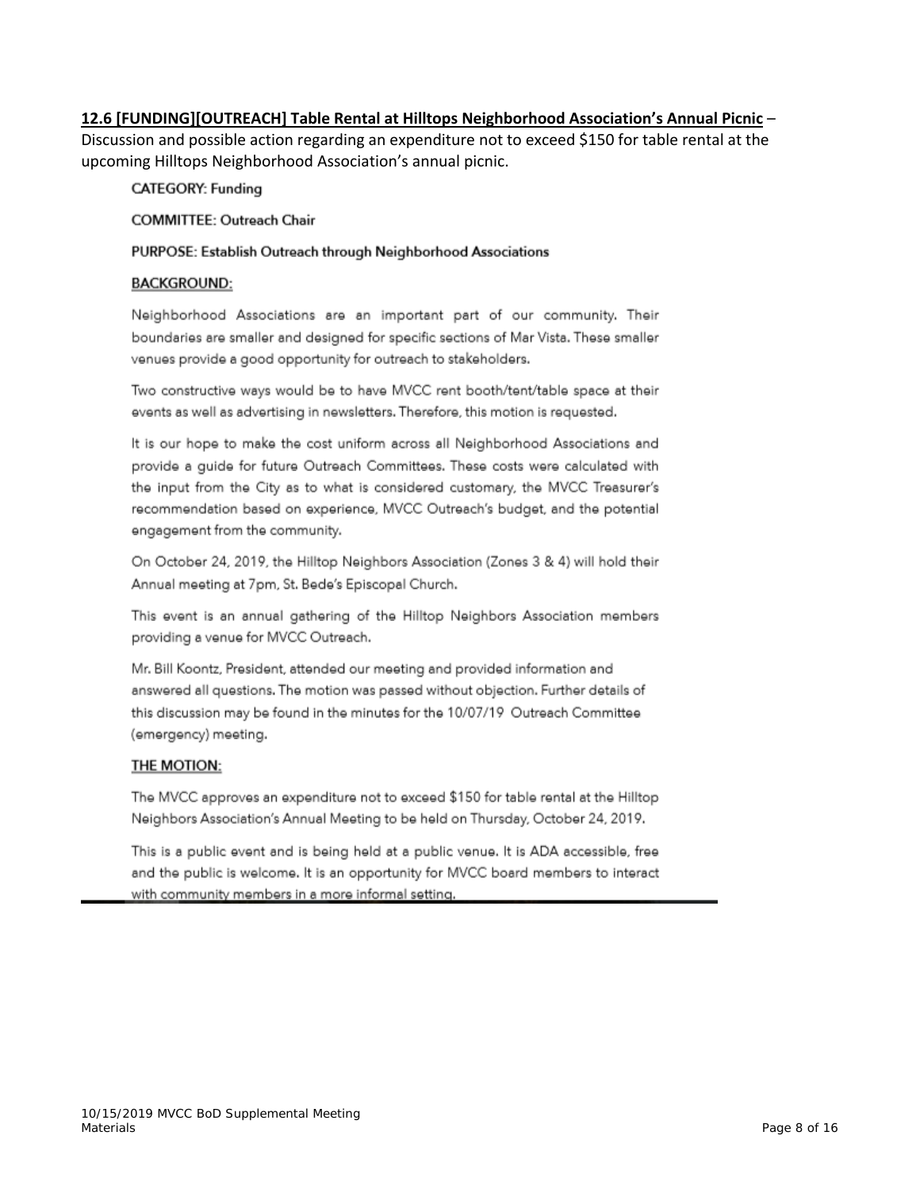**12.6 [FUNDING][OUTREACH] Table Rental at Hilltops Neighborhood Association's Annual Picnic** – Discussion and possible action regarding an expenditure not to exceed $150 for table rental at the upcoming Hilltops Neighborhood Association's annual picnic.

CATEGORY: Funding

COMMITTEE: Outreach Chair

PURPOSE: Establish Outreach through Neighborhood Associations

**BACKGROUND:**

Neighborhood Associations are an important part of our community. Their boundaries are smaller and designed for specific sections of Mar Vista. These smaller venues provide a good opportunity for outreach to stakeholders.

Two constructive ways would be to have MVCC rent booth/tent/table space at their events as well as advertising in newsletters. Therefore, this motion is requested.

It is our hope to make the cost uniform across all Neighborhood Associations and provide a guide for future Outreach Committees. These costs were calculated with the input from the City as to what is considered customary, the MVCC Treasurer's recommendation based on experience, MVCC Outreach's budget, and the potential engagement from the community.

On October 24, 2019, the Hilltop Neighbors Association (Zones 3 & 4) will hold their Annual meeting at 7pm, St. Bede's Episcopal Church.

This event is an annual gathering of the Hilltop Neighbors Association members providing a venue for MVCC Outreach.

Mr. Bill Koontz, President, attended our meeting and provided information and answered all questions. The motion was passed without objection. Further details of this discussion may be found in the minutes for the 10/07/19 Outreach Committee (emergency) meeting.

**THE MOTION:**

The MVCC approves an expenditure not to exceed $150 for table rental at the Hilltop Neighbors Association's Annual Meeting to be held on Thursday, October 24, 2019.

This is a public event and is being held at a public venue. It is ADA accessible, free and the public is welcome. It is an opportunity for MVCC board members to interact with community members in a more informal setting.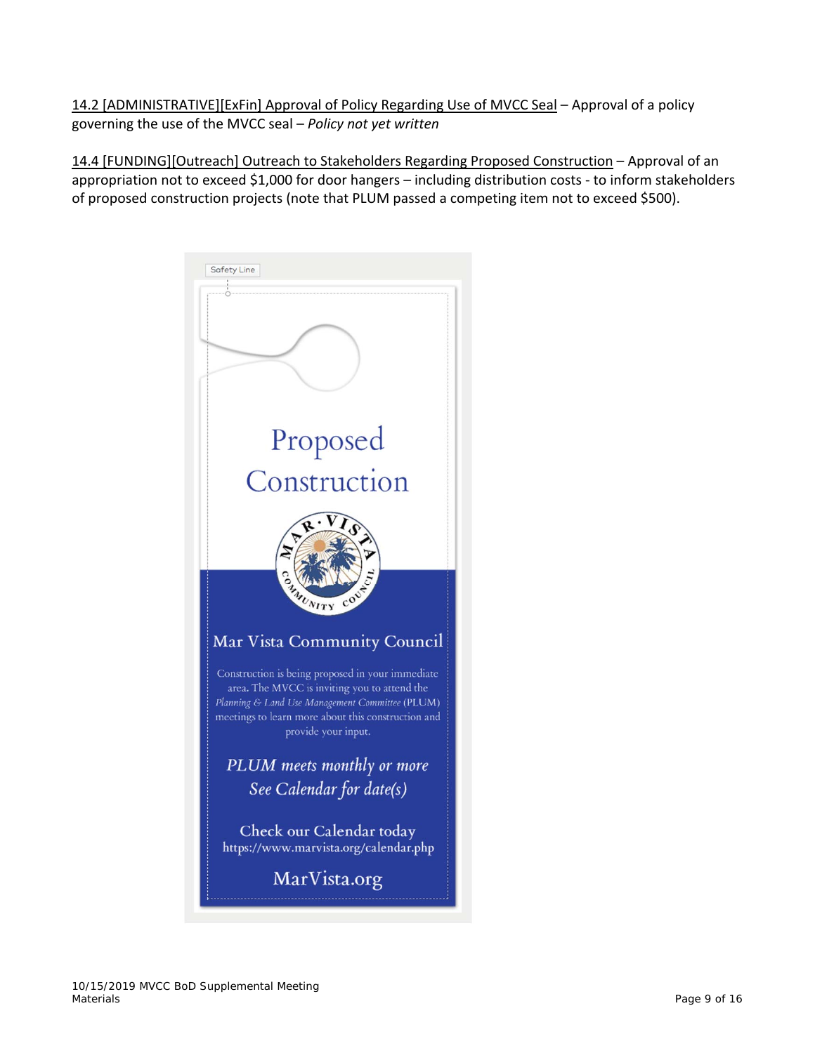14.2 [ADMINISTRATIVE][ExFin] Approval of Policy Regarding Use of MVCC Seal – Approval of a policy governing the use of the MVCC seal – *Policy not yet written*

14.4 [FUNDING][Outreach] Outreach to Stakeholders Regarding Proposed Construction – Approval of an appropriation not to exceed $1,000 for door hangers – including distribution costs - to inform stakeholders of proposed construction projects (note that PLUM passed a competing item not to exceed $500).

Safety Line

Proposed Construction

Mar Vista Community Council

Construction is being proposed in your immediate area. The MVCC is inviting you to attend the *Planning & Land Use Management Committee* (PLUM) meetings to learn more about this construction and provide your input.

*PLUM meets monthly or more*
*See Calendar for date(s)*

Check our Calendar today
https://www.marvista.org/calendar.php

MarVista.org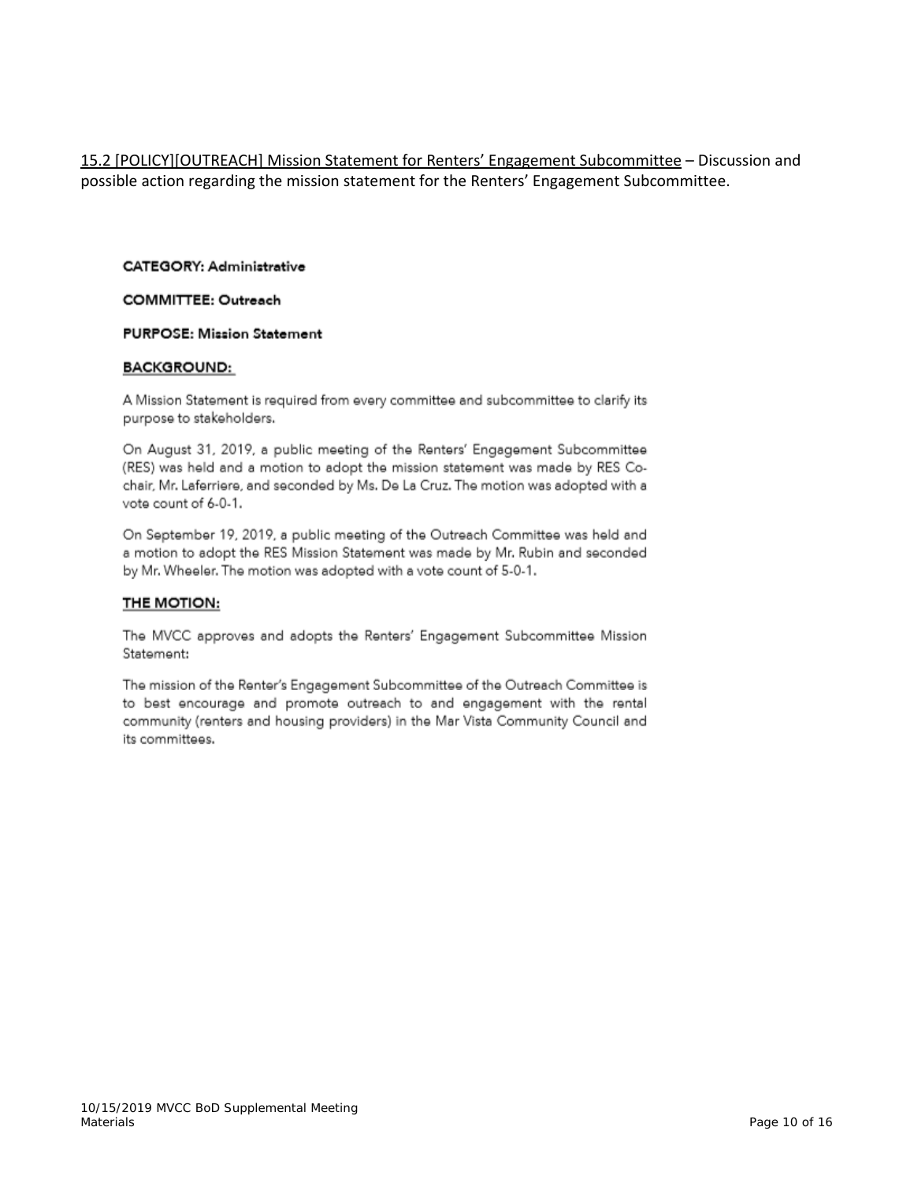15.2 [POLICY][OUTREACH] Mission Statement for Renters' Engagement Subcommittee – Discussion and possible action regarding the mission statement for the Renters' Engagement Subcommittee.

**CATEGORY: Administrative**

**COMMITTEE: Outreach**

**PURPOSE: Mission Statement**

**BACKGROUND:**

A Mission Statement is required from every committee and subcommittee to clarify its purpose to stakeholders.

On August 31, 2019, a public meeting of the Renters' Engagement Subcommittee (RES) was held and a motion to adopt the mission statement was made by RES Co-chair, Mr. Laferriere, and seconded by Ms. De La Cruz. The motion was adopted with a vote count of 6-0-1.

On September 19, 2019, a public meeting of the Outreach Committee was held and a motion to adopt the RES Mission Statement was made by Mr. Rubin and seconded by Mr. Wheeler. The motion was adopted with a vote count of 5-0-1.

**THE MOTION:**

The MVCC approves and adopts the Renters' Engagement Subcommittee Mission Statement:

The mission of the Renter's Engagement Subcommittee of the Outreach Committee is to best encourage and promote outreach to and engagement with the rental community (renters and housing providers) in the Mar Vista Community Council and its committees.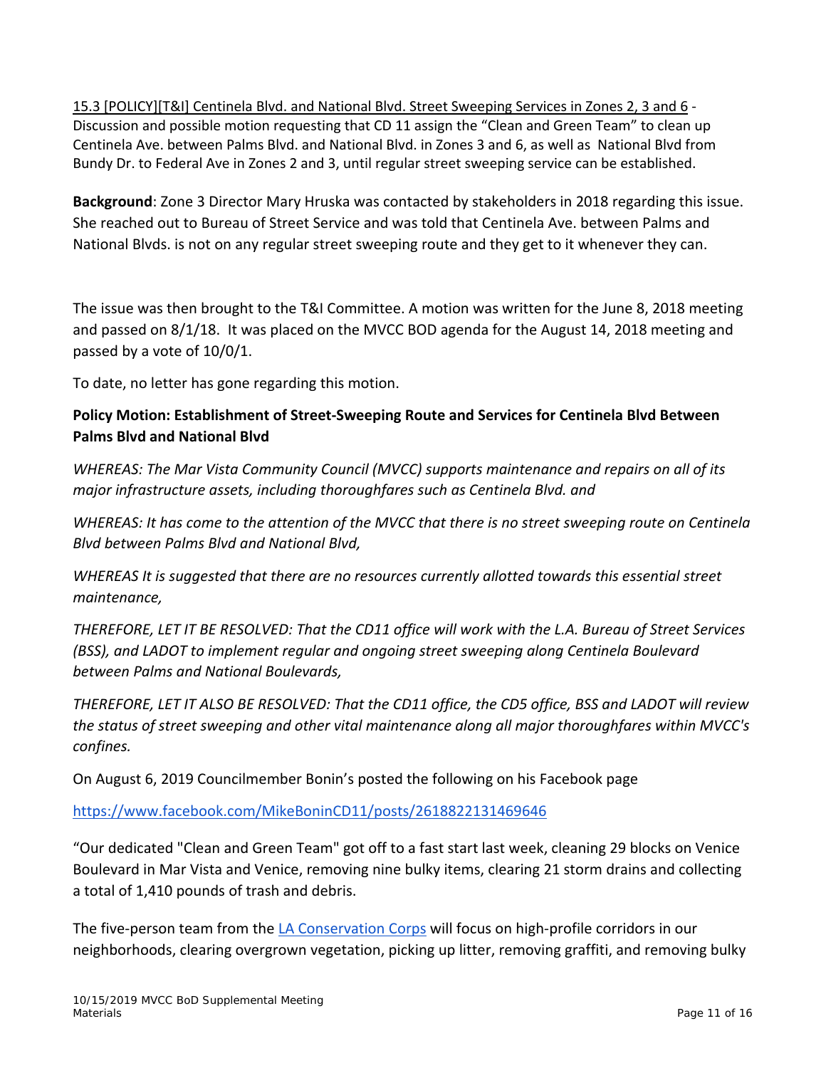15.3 [POLICY][T&I] Centinela Blvd. and National Blvd. Street Sweeping Services in Zones 2, 3 and 6 - Discussion and possible motion requesting that CD 11 assign the "Clean and Green Team" to clean up Centinela Ave. between Palms Blvd. and National Blvd. in Zones 3 and 6, as well as National Blvd from Bundy Dr. to Federal Ave in Zones 2 and 3, until regular street sweeping service can be established.

**Background**: Zone 3 Director Mary Hruska was contacted by stakeholders in 2018 regarding this issue. She reached out to Bureau of Street Service and was told that Centinela Ave. between Palms and National Blvds. is not on any regular street sweeping route and they get to it whenever they can.

The issue was then brought to the T&I Committee. A motion was written for the June 8, 2018 meeting and passed on 8/1/18. It was placed on the MVCC BOD agenda for the August 14, 2018 meeting and passed by a vote of 10/0/1.

To date, no letter has gone regarding this motion.

**Policy Motion: Establishment of Street-Sweeping Route and Services for Centinela Blvd Between Palms Blvd and National Blvd**

*WHEREAS: The Mar Vista Community Council (MVCC) supports maintenance and repairs on all of its major infrastructure assets, including thoroughfares such as Centinela Blvd. and*

*WHEREAS: It has come to the attention of the MVCC that there is no street sweeping route on Centinela Blvd between Palms Blvd and National Blvd,*

*WHEREAS It is suggested that there are no resources currently allotted towards this essential street maintenance,*

*THEREFORE, LET IT BE RESOLVED: That the CD11 office will work with the L.A. Bureau of Street Services (BSS), and LADOT to implement regular and ongoing street sweeping along Centinela Boulevard between Palms and National Boulevards,*

*THEREFORE, LET IT ALSO BE RESOLVED: That the CD11 office, the CD5 office, BSS and LADOT will review the status of street sweeping and other vital maintenance along all major thoroughfares within MVCC's confines.*

On August 6, 2019 Councilmember Bonin's posted the following on his Facebook page

https://www.facebook.com/MikeBoninCD11/posts/2618822131469646

"Our dedicated "Clean and Green Team" got off to a fast start last week, cleaning 29 blocks on Venice Boulevard in Mar Vista and Venice, removing nine bulky items, clearing 21 storm drains and collecting a total of 1,410 pounds of trash and debris.

The five-person team from the LA Conservation Corps will focus on high-profile corridors in our neighborhoods, clearing overgrown vegetation, picking up litter, removing graffiti, and removing bulky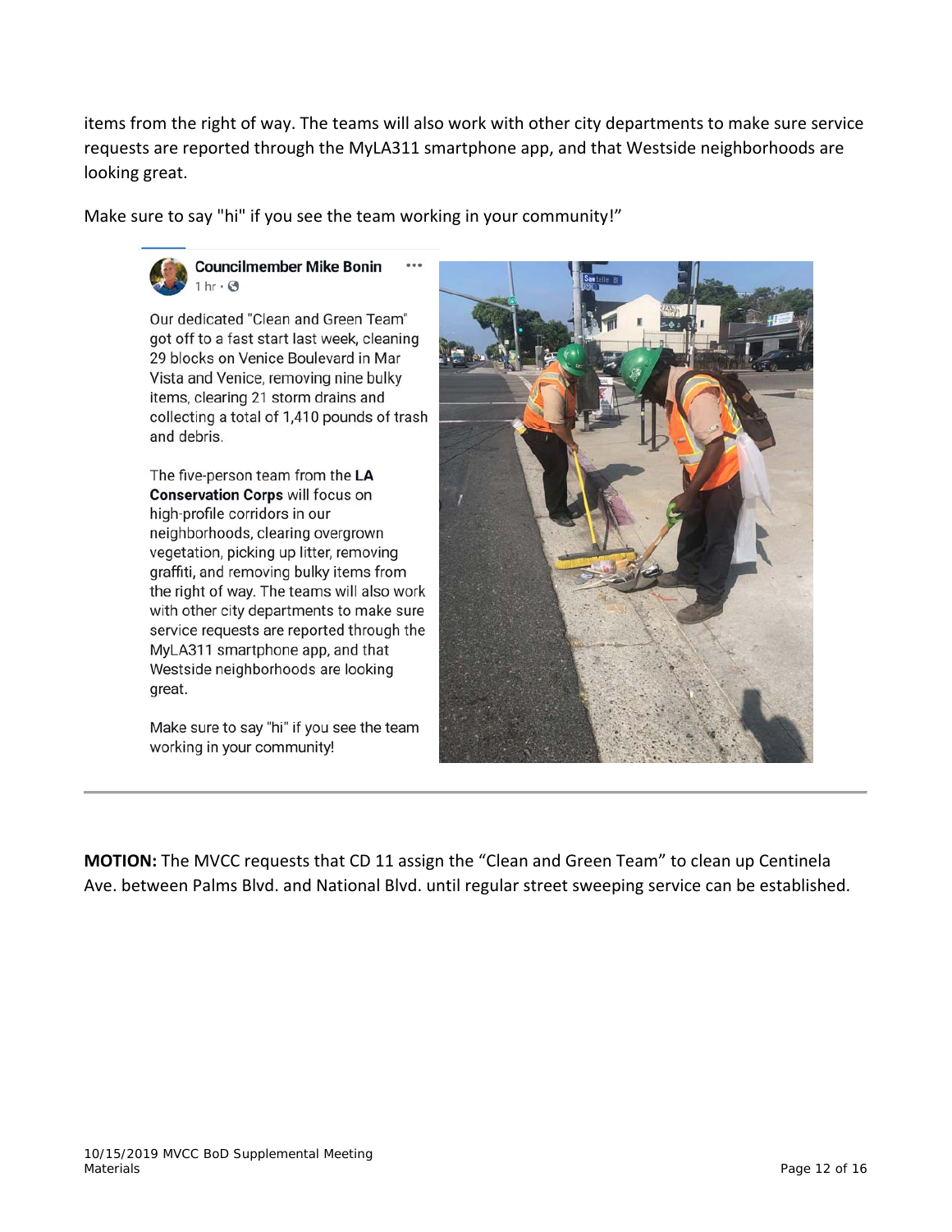items from the right of way. The teams will also work with other city departments to make sure service requests are reported through the MyLA311 smartphone app, and that Westside neighborhoods are looking great.

Make sure to say "hi" if you see the team working in your community!"

**Councilmember Mike Bonin**
1 hr ·

Our dedicated "Clean and Green Team" got off to a fast start last week, cleaning 29 blocks on Venice Boulevard in Mar Vista and Venice, removing nine bulky items, clearing 21 storm drains and collecting a total of 1,410 pounds of trash and debris.

The five-person team from the **LA Conservation Corps** will focus on high-profile corridors in our neighborhoods, clearing overgrown vegetation, picking up litter, removing graffiti, and removing bulky items from the right of way. The teams will also work with other city departments to make sure service requests are reported through the MyLA311 smartphone app, and that Westside neighborhoods are looking great.

Make sure to say "hi" if you see the team working in your community!

---

**MOTION:** The MVCC requests that CD 11 assign the "Clean and Green Team" to clean up Centinela Ave. between Palms Blvd. and National Blvd. until regular street sweeping service can be established.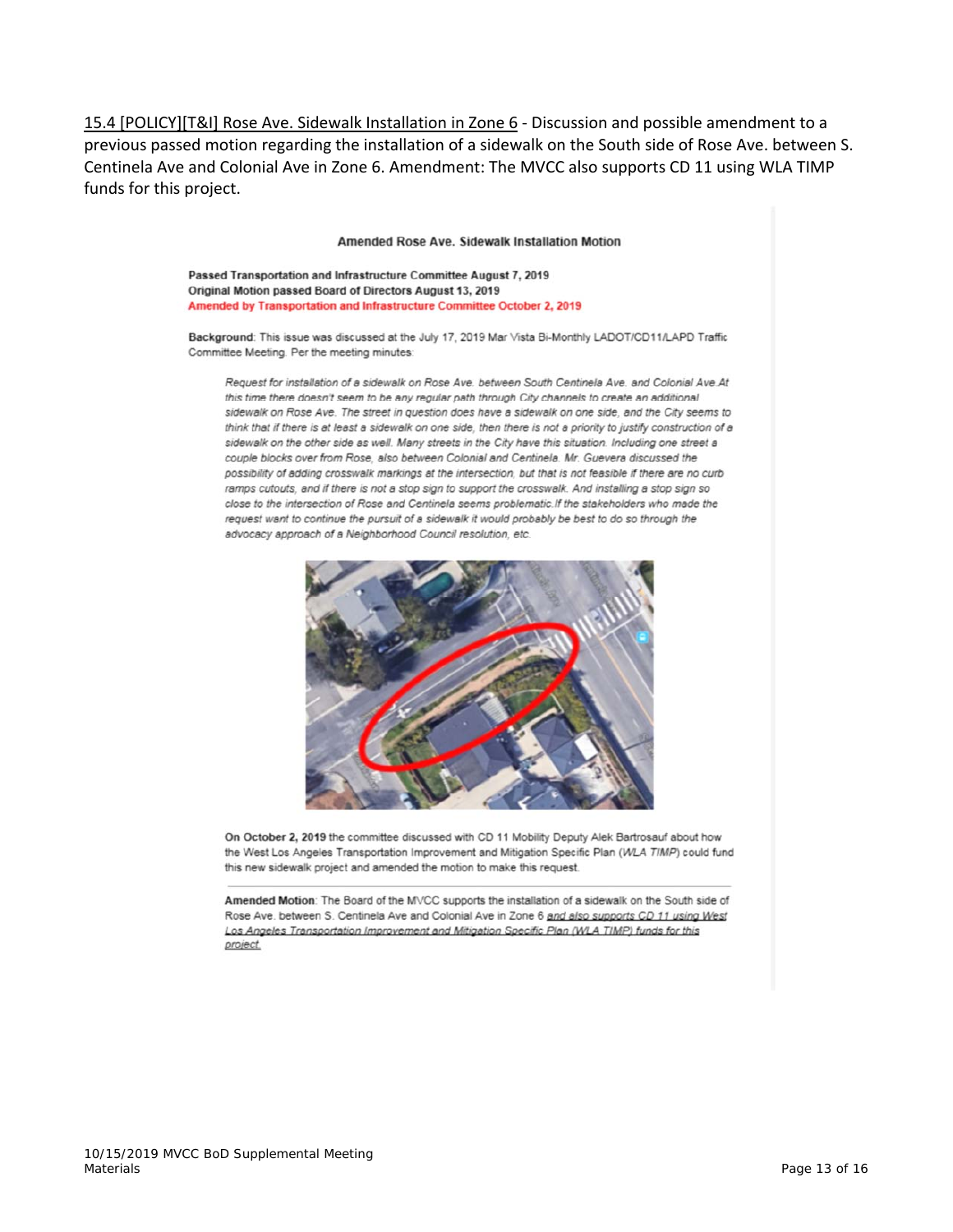15.4 [POLICY][T&I] Rose Ave. Sidewalk Installation in Zone 6 - Discussion and possible amendment to a previous passed motion regarding the installation of a sidewalk on the South side of Rose Ave. between S. Centinela Ave and Colonial Ave in Zone 6. Amendment: The MVCC also supports CD 11 using WLA TIMP funds for this project.

### Amended Rose Ave. Sidewalk Installation Motion

**Passed Transportation and Infrastructure Committee August 7, 2019**
**Original Motion passed Board of Directors August 13, 2019**
**Amended by Transportation and Infrastructure Committee October 2, 2019**

**Background**: This issue was discussed at the July 17, 2019 Mar Vista Bi-Monthly LADOT/CD11/LAPD Traffic Committee Meeting. Per the meeting minutes:

> *Request for installation of a sidewalk on Rose Ave. between South Centinela Ave. and Colonial Ave.At this time there doesn't seem to be any regular path through City channels to create an additional sidewalk on Rose Ave. The street in question does have a sidewalk on one side, and the City seems to think that if there is at least a sidewalk on one side, then there is not a priority to justify construction of a sidewalk on the other side as well. Many streets in the City have this situation. Including one street a couple blocks over from Rose, also between Colonial and Centinela. Mr. Guevera discussed the possibility of adding crosswalk markings at the intersection, but that is not feasible if there are no curb ramps cutouts, and if there is not a stop sign to support the crosswalk. And installing a stop sign so close to the intersection of Rose and Centinela seems problematic.If the stakeholders who made the request want to continue the pursuit of a sidewalk it would probably be best to do so through the advocacy approach of a Neighborhood Council resolution, etc.*

**On October 2, 2019** the committee discussed with CD 11 Mobility Deputy Alek Bartrosauf about how the West Los Angeles Transportation Improvement and Mitigation Specific Plan (*WLA TIMP*) could fund this new sidewalk project and amended the motion to make this request.

**Amended Motion**: The Board of the MVCC supports the installation of a sidewalk on the South side of Rose Ave. between S. Centinela Ave and Colonial Ave in Zone 6 *and also supports CD 11 using West Los Angeles Transportation Improvement and Mitigation Specific Plan (WLA TIMP) funds for this project.*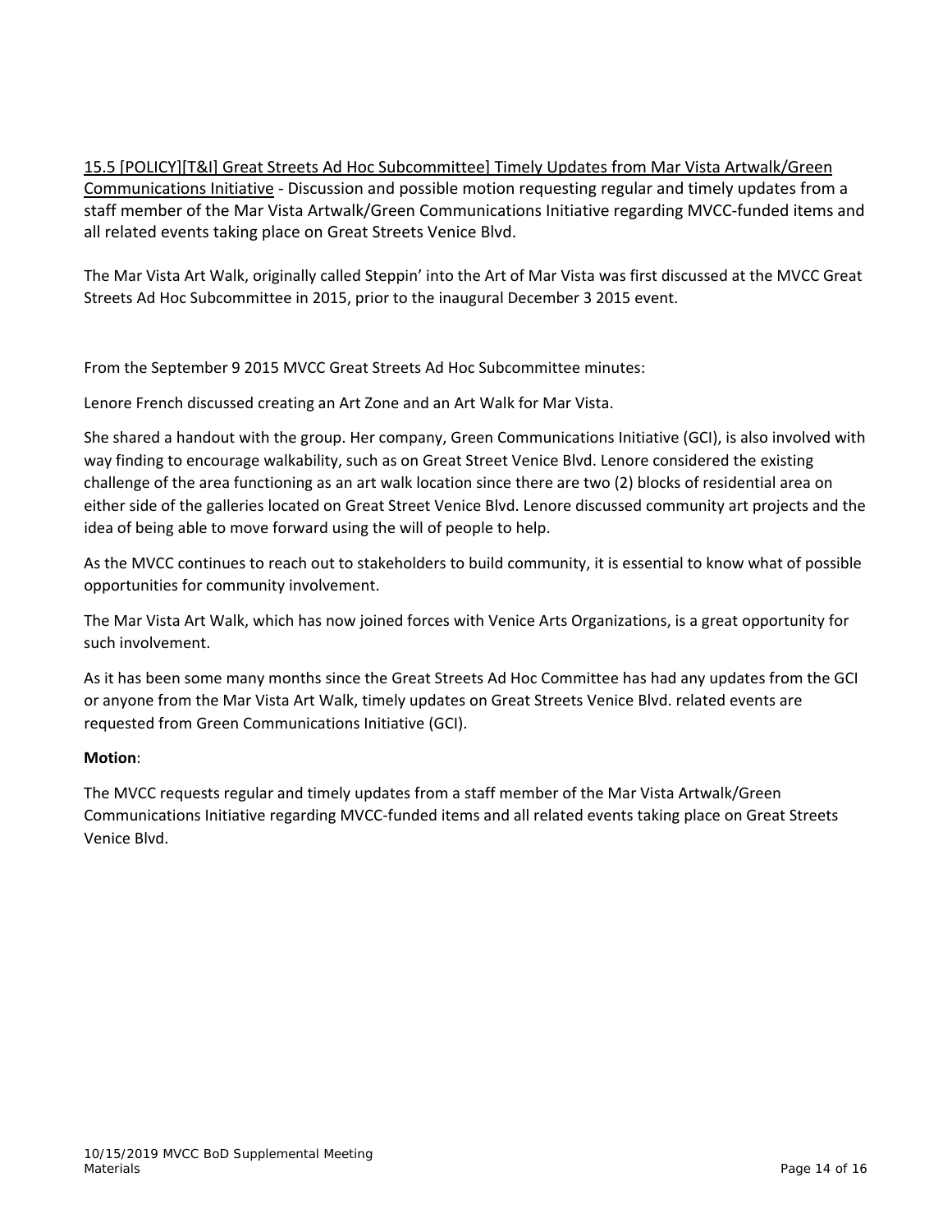<u>15.5 [POLICY][T&I] Great Streets Ad Hoc Subcommittee] Timely Updates from Mar Vista Artwalk/Green Communications Initiative</u> - Discussion and possible motion requesting regular and timely updates from a staff member of the Mar Vista Artwalk/Green Communications Initiative regarding MVCC-funded items and all related events taking place on Great Streets Venice Blvd.

The Mar Vista Art Walk, originally called Steppin' into the Art of Mar Vista was first discussed at the MVCC Great Streets Ad Hoc Subcommittee in 2015, prior to the inaugural December 3 2015 event.

From the September 9 2015 MVCC Great Streets Ad Hoc Subcommittee minutes:

Lenore French discussed creating an Art Zone and an Art Walk for Mar Vista.

She shared a handout with the group. Her company, Green Communications Initiative (GCI), is also involved with way finding to encourage walkability, such as on Great Street Venice Blvd. Lenore considered the existing challenge of the area functioning as an art walk location since there are two (2) blocks of residential area on either side of the galleries located on Great Street Venice Blvd. Lenore discussed community art projects and the idea of being able to move forward using the will of people to help.

As the MVCC continues to reach out to stakeholders to build community, it is essential to know what of possible opportunities for community involvement.

The Mar Vista Art Walk, which has now joined forces with Venice Arts Organizations, is a great opportunity for such involvement.

As it has been some many months since the Great Streets Ad Hoc Committee has had any updates from the GCI or anyone from the Mar Vista Art Walk, timely updates on Great Streets Venice Blvd. related events are requested from Green Communications Initiative (GCI).

**Motion**:

The MVCC requests regular and timely updates from a staff member of the Mar Vista Artwalk/Green Communications Initiative regarding MVCC-funded items and all related events taking place on Great Streets Venice Blvd.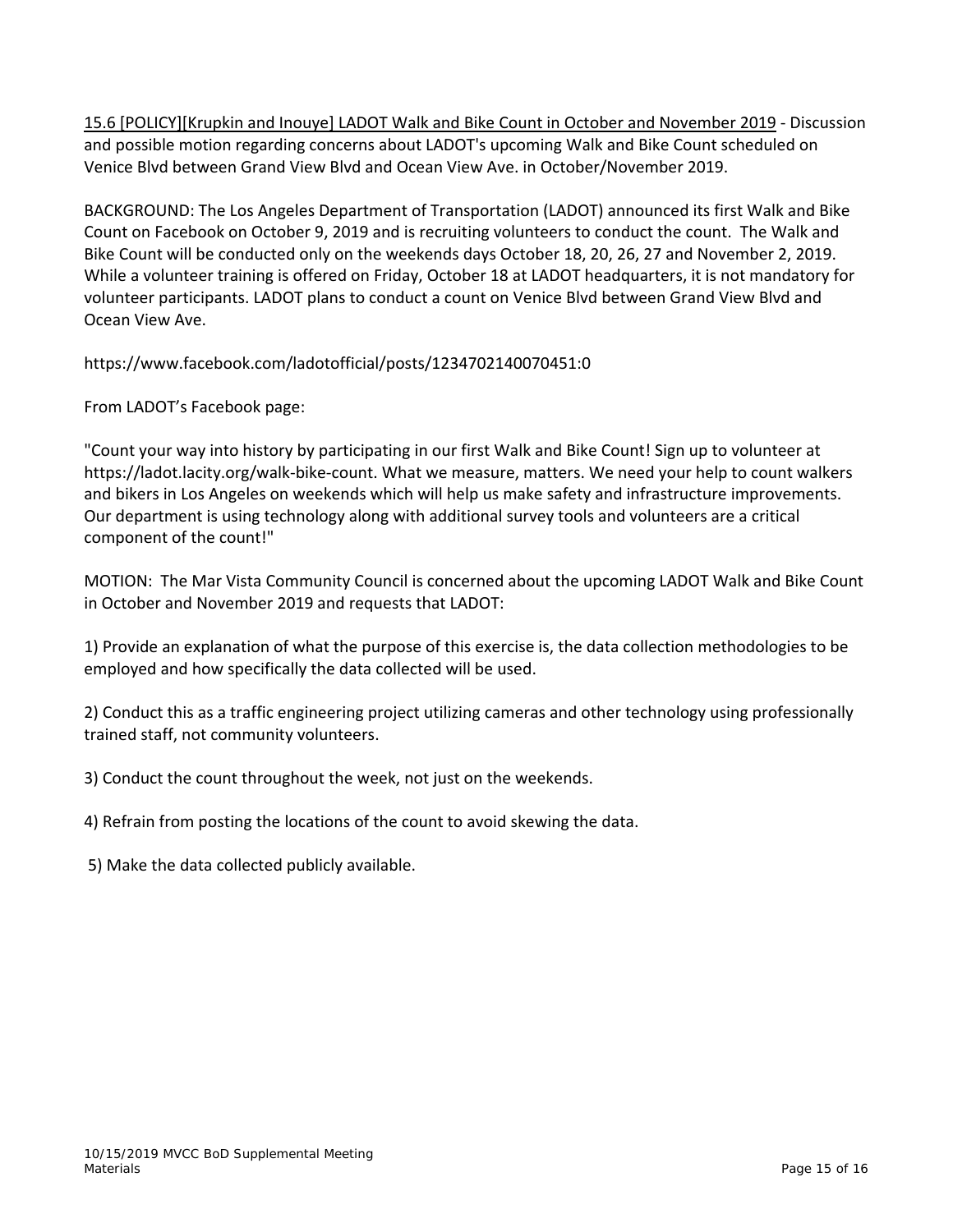<u>15.6 [POLICY][Krupkin and Inouye] LADOT Walk and Bike Count in October and November 2019</u> - Discussion and possible motion regarding concerns about LADOT's upcoming Walk and Bike Count scheduled on Venice Blvd between Grand View Blvd and Ocean View Ave. in October/November 2019.

BACKGROUND: The Los Angeles Department of Transportation (LADOT) announced its first Walk and Bike Count on Facebook on October 9, 2019 and is recruiting volunteers to conduct the count. The Walk and Bike Count will be conducted only on the weekends days October 18, 20, 26, 27 and November 2, 2019. While a volunteer training is offered on Friday, October 18 at LADOT headquarters, it is not mandatory for volunteer participants. LADOT plans to conduct a count on Venice Blvd between Grand View Blvd and Ocean View Ave.

https://www.facebook.com/ladotofficial/posts/1234702140070451:0

From LADOT's Facebook page:

"Count your way into history by participating in our first Walk and Bike Count! Sign up to volunteer at https://ladot.lacity.org/walk-bike-count. What we measure, matters. We need your help to count walkers and bikers in Los Angeles on weekends which will help us make safety and infrastructure improvements. Our department is using technology along with additional survey tools and volunteers are a critical component of the count!"

MOTION: The Mar Vista Community Council is concerned about the upcoming LADOT Walk and Bike Count in October and November 2019 and requests that LADOT:

1) Provide an explanation of what the purpose of this exercise is, the data collection methodologies to be employed and how specifically the data collected will be used.

2) Conduct this as a traffic engineering project utilizing cameras and other technology using professionally trained staff, not community volunteers.

3) Conduct the count throughout the week, not just on the weekends.

4) Refrain from posting the locations of the count to avoid skewing the data.

5) Make the data collected publicly available.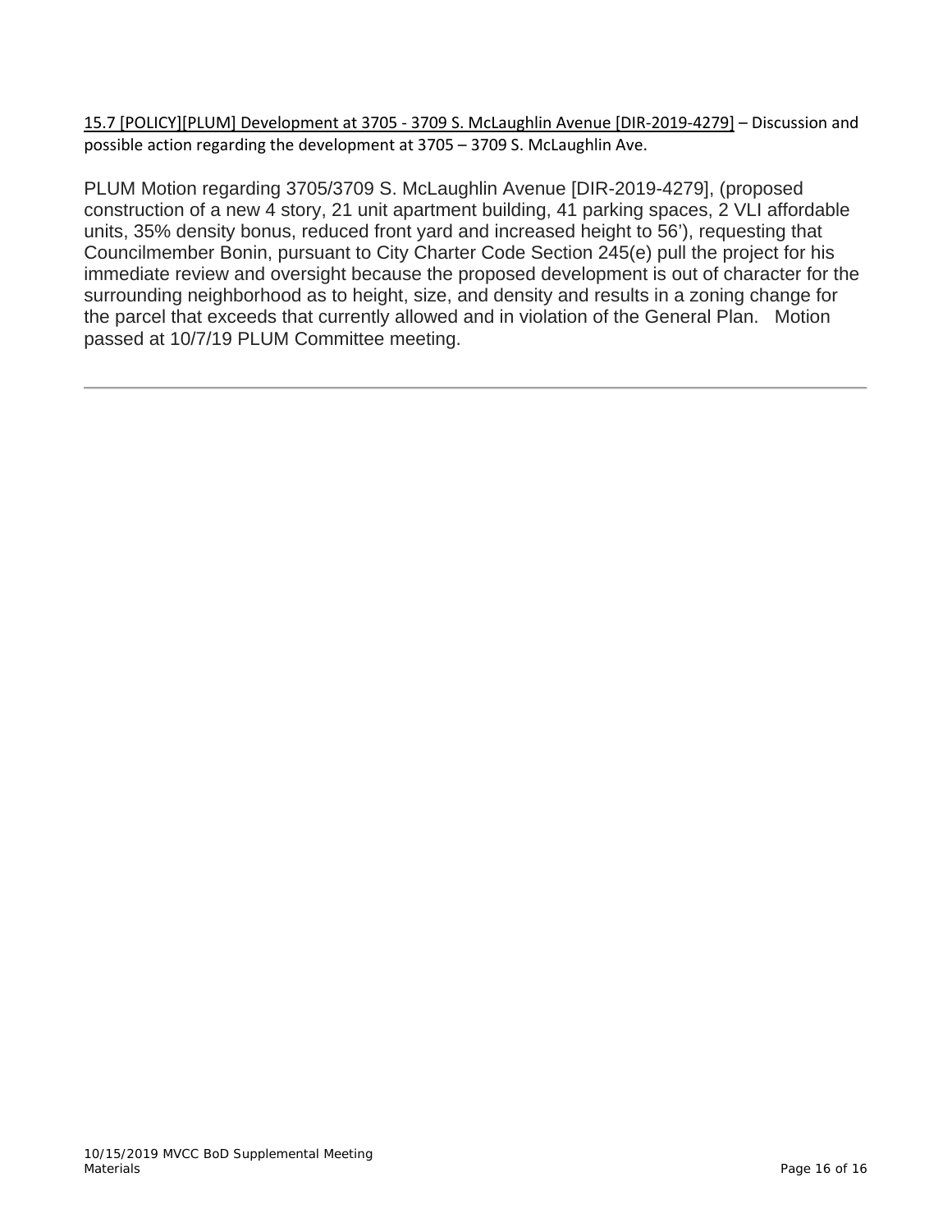<u>15.7 [POLICY][PLUM] Development at 3705 - 3709 S. McLaughlin Avenue [DIR-2019-4279]</u> – Discussion and possible action regarding the development at 3705 – 3709 S. McLaughlin Ave.

PLUM Motion regarding 3705/3709 S. McLaughlin Avenue [DIR-2019-4279], (proposed construction of a new 4 story, 21 unit apartment building, 41 parking spaces, 2 VLI affordable units, 35% density bonus, reduced front yard and increased height to 56'), requesting that Councilmember Bonin, pursuant to City Charter Code Section 245(e) pull the project for his immediate review and oversight because the proposed development is out of character for the surrounding neighborhood as to height, size, and density and results in a zoning change for the parcel that exceeds that currently allowed and in violation of the General Plan. Motion passed at 10/7/19 PLUM Committee meeting.

---